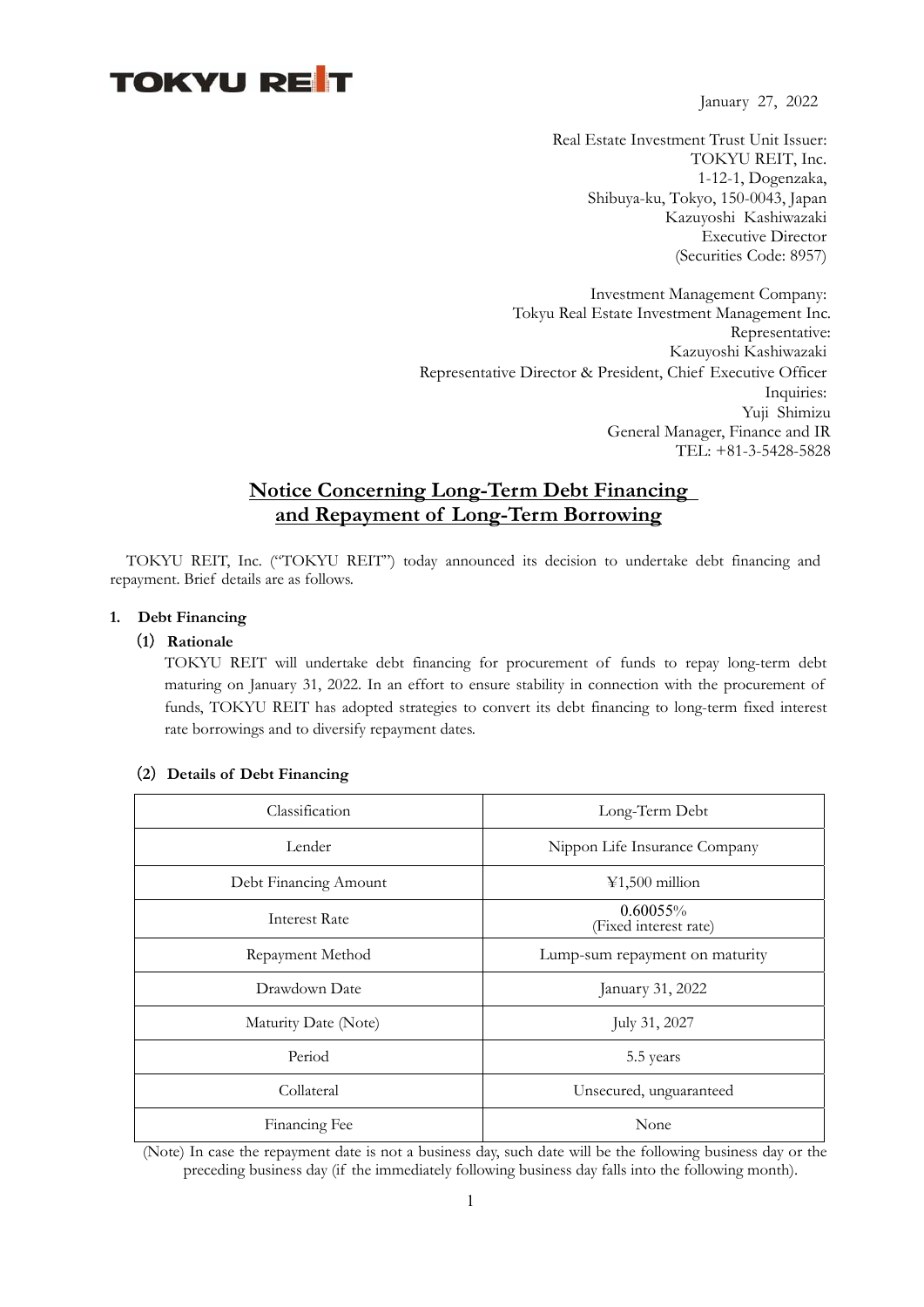TOKYU REIT

January 27, 2022

Real Estate Investment Trust Unit Issuer:
TOKYU REIT, Inc.
1-12-1, Dogenzaka,
Shibuya-ku, Tokyo, 150-0043, Japan
Kazuyoshi Kashiwazaki
Executive Director
(Securities Code: 8957)

Investment Management Company:
Tokyu Real Estate Investment Management Inc.
Representative:
Kazuyoshi Kashiwazaki
Representative Director & President, Chief Executive Officer
Inquiries:
Yuji Shimizu
General Manager, Finance and IR
TEL: +81-3-5428-5828

# Notice Concerning Long-Term Debt Financing and Repayment of Long-Term Borrowing

TOKYU REIT, Inc. ("TOKYU REIT") today announced its decision to undertake debt financing and repayment. Brief details are as follows.

## 1. Debt Financing

### (1) Rationale

TOKYU REIT will undertake debt financing for procurement of funds to repay long-term debt maturing on January 31, 2022. In an effort to ensure stability in connection with the procurement of funds, TOKYU REIT has adopted strategies to convert its debt financing to long-term fixed interest rate borrowings and to diversify repayment dates.

### (2) Details of Debt Financing

| Classification | Long-Term Debt |
|---|---|
| Lender | Nippon Life Insurance Company |
| Debt Financing Amount | ¥1,500 million |
| Interest Rate | 0.60055%<br>(Fixed interest rate) |
| Repayment Method | Lump-sum repayment on maturity |
| Drawdown Date | January 31, 2022 |
| Maturity Date (Note) | July 31, 2027 |
| Period | 5.5 years |
| Collateral | Unsecured, unguaranteed |
| Financing Fee | None |

(Note) In case the repayment date is not a business day, such date will be the following business day or the preceding business day (if the immediately following business day falls into the following month).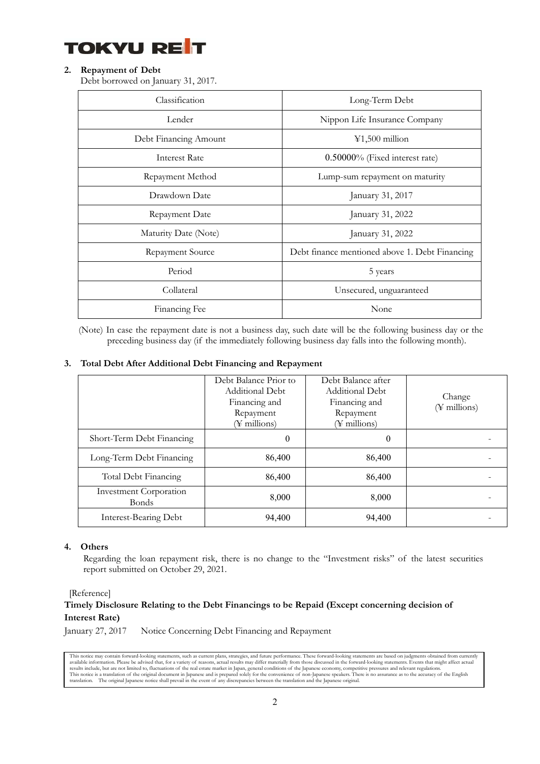## 2. Repayment of Debt

Debt borrowed on January 31, 2017.

| Classification | Long-Term Debt |
|---|---|
| Lender | Nippon Life Insurance Company |
| Debt Financing Amount | ¥1,500 million |
| Interest Rate | 0.50000% (Fixed interest rate) |
| Repayment Method | Lump-sum repayment on maturity |
| Drawdown Date | January 31, 2017 |
| Repayment Date | January 31, 2022 |
| Maturity Date (Note) | January 31, 2022 |
| Repayment Source | Debt finance mentioned above 1. Debt Financing |
| Period | 5 years |
| Collateral | Unsecured, unguaranteed |
| Financing Fee | None |

(Note) In case the repayment date is not a business day, such date will be the following business day or the preceding business day (if the immediately following business day falls into the following month).

## 3. Total Debt After Additional Debt Financing and Repayment

| | Debt Balance Prior to Additional Debt Financing and Repayment (¥ millions) | Debt Balance after Additional Debt Financing and Repayment (¥ millions) | Change (¥ millions) |
|---|---|---|---|
| Short-Term Debt Financing | 0 | 0 | - |
| Long-Term Debt Financing | 86,400 | 86,400 | - |
| Total Debt Financing | 86,400 | 86,400 | - |
| Investment Corporation Bonds | 8,000 | 8,000 | - |
| Interest-Bearing Debt | 94,400 | 94,400 | - |

## 4. Others

Regarding the loan repayment risk, there is no change to the "Investment risks" of the latest securities report submitted on October 29, 2021.

[Reference]

**Timely Disclosure Relating to the Debt Financings to be Repaid (Except concerning decision of Interest Rate)**

January 27, 2017 Notice Concerning Debt Financing and Repayment

This notice may contain forward-looking statements, such as current plans, strategies, and future performance. These forward-looking statements are based on judgments obtained from currently available information. Please be advised that, for a variety of reasons, actual results may differ materially from those discussed in the forward-looking statements. Events that might affect actual results include, but are not limited to, fluctuations of the real estate market in Japan, general conditions of the Japanese economy, competitive pressures and relevant regulations.
This notice is a translation of the original document in Japanese and is prepared solely for the convenience of non-Japanese speakers. There is no assurance as to the accuracy of the English translation. The original Japanese notice shall prevail in the event of any discrepancies between the translation and the Japanese original.